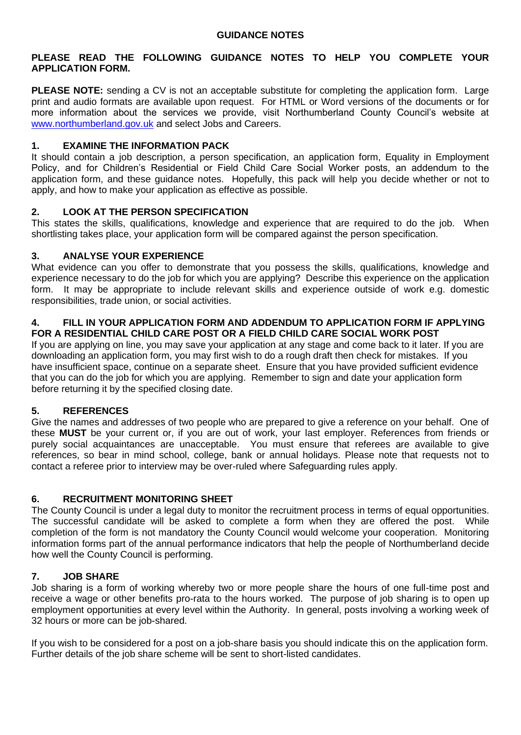# GUIDANCE NOTES

**PLEASE READ THE FOLLOWING GUIDANCE NOTES TO HELP YOU COMPLETE YOUR APPLICATION FORM.**

**PLEASE NOTE:** sending a CV is not an acceptable substitute for completing the application form. Large print and audio formats are available upon request. For HTML or Word versions of the documents or for more information about the services we provide, visit Northumberland County Council's website at www.northumberland.gov.uk and select Jobs and Careers.

## 1. EXAMINE THE INFORMATION PACK

It should contain a job description, a person specification, an application form, Equality in Employment Policy, and for Children's Residential or Field Child Care Social Worker posts, an addendum to the application form, and these guidance notes. Hopefully, this pack will help you decide whether or not to apply, and how to make your application as effective as possible.

## 2. LOOK AT THE PERSON SPECIFICATION

This states the skills, qualifications, knowledge and experience that are required to do the job. When shortlisting takes place, your application form will be compared against the person specification.

## 3. ANALYSE YOUR EXPERIENCE

What evidence can you offer to demonstrate that you possess the skills, qualifications, knowledge and experience necessary to do the job for which you are applying? Describe this experience on the application form. It may be appropriate to include relevant skills and experience outside of work e.g. domestic responsibilities, trade union, or social activities.

## 4. FILL IN YOUR APPLICATION FORM AND ADDENDUM TO APPLICATION FORM IF APPLYING FOR A RESIDENTIAL CHILD CARE POST OR A FIELD CHILD CARE SOCIAL WORK POST

If you are applying on line, you may save your application at any stage and come back to it later. If you are downloading an application form, you may first wish to do a rough draft then check for mistakes. If you have insufficient space, continue on a separate sheet. Ensure that you have provided sufficient evidence that you can do the job for which you are applying. Remember to sign and date your application form before returning it by the specified closing date.

## 5. REFERENCES

Give the names and addresses of two people who are prepared to give a reference on your behalf. One of these **MUST** be your current or, if you are out of work, your last employer. References from friends or purely social acquaintances are unacceptable. You must ensure that referees are available to give references, so bear in mind school, college, bank or annual holidays. Please note that requests not to contact a referee prior to interview may be over-ruled where Safeguarding rules apply.

## 6. RECRUITMENT MONITORING SHEET

The County Council is under a legal duty to monitor the recruitment process in terms of equal opportunities. The successful candidate will be asked to complete a form when they are offered the post. While completion of the form is not mandatory the County Council would welcome your cooperation. Monitoring information forms part of the annual performance indicators that help the people of Northumberland decide how well the County Council is performing.

## 7. JOB SHARE

Job sharing is a form of working whereby two or more people share the hours of one full-time post and receive a wage or other benefits pro-rata to the hours worked. The purpose of job sharing is to open up employment opportunities at every level within the Authority. In general, posts involving a working week of 32 hours or more can be job-shared.

If you wish to be considered for a post on a job-share basis you should indicate this on the application form. Further details of the job share scheme will be sent to short-listed candidates.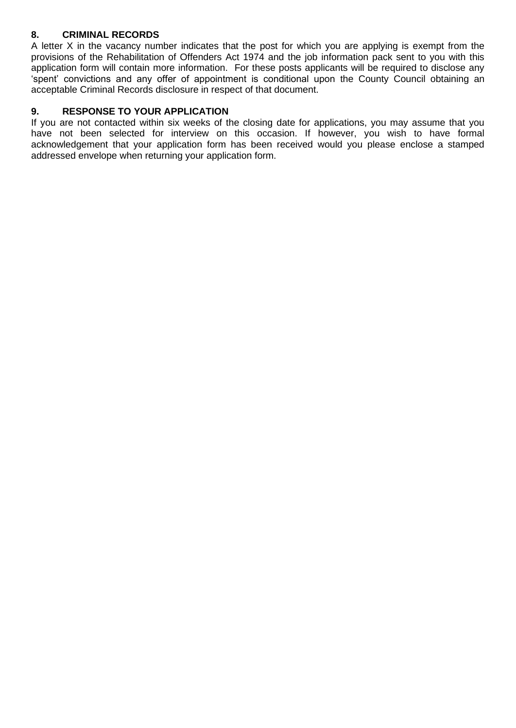## 8. CRIMINAL RECORDS

A letter X in the vacancy number indicates that the post for which you are applying is exempt from the provisions of the Rehabilitation of Offenders Act 1974 and the job information pack sent to you with this application form will contain more information. For these posts applicants will be required to disclose any 'spent' convictions and any offer of appointment is conditional upon the County Council obtaining an acceptable Criminal Records disclosure in respect of that document.

## 9. RESPONSE TO YOUR APPLICATION

If you are not contacted within six weeks of the closing date for applications, you may assume that you have not been selected for interview on this occasion. If however, you wish to have formal acknowledgement that your application form has been received would you please enclose a stamped addressed envelope when returning your application form.